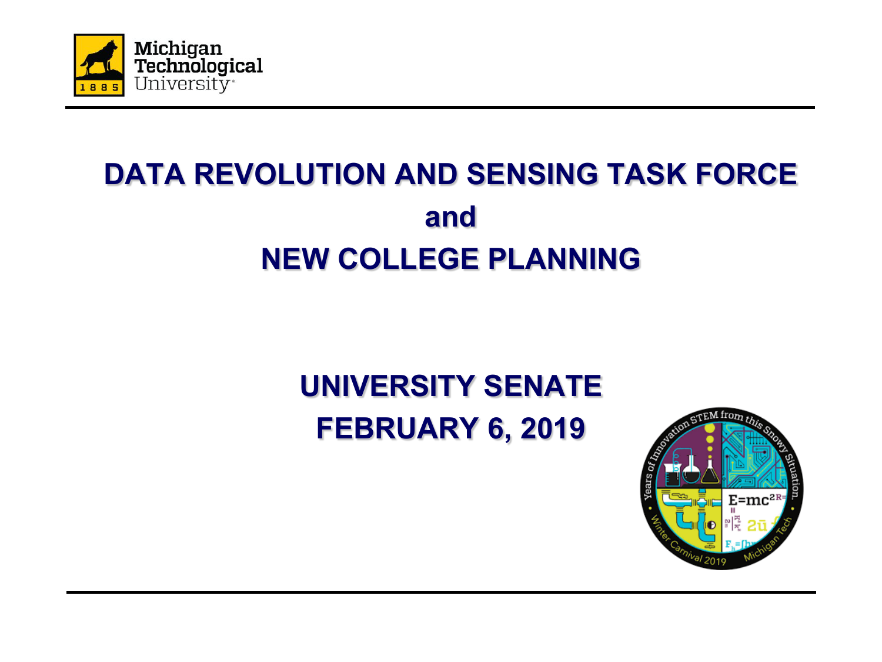Michigan Technological University

# DATA REVOLUTION AND SENSING TASK FORCE

# and

# NEW COLLEGE PLANNING

## UNIVERSITY SENATE

## FEBRUARY 6, 2019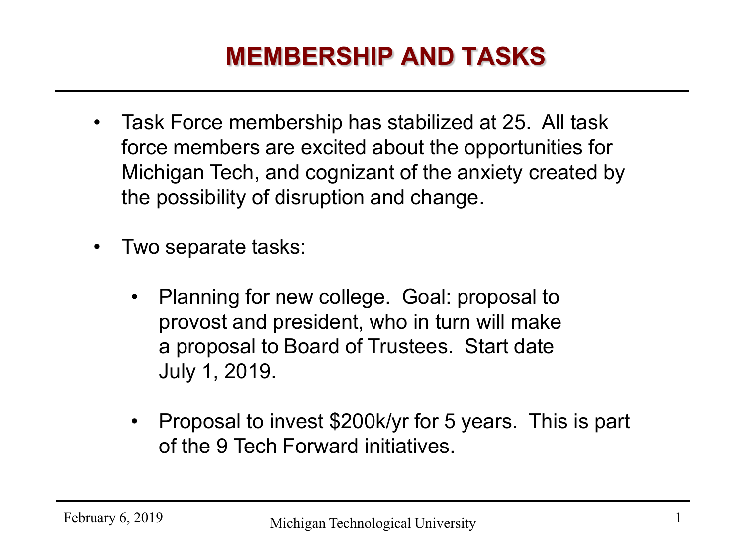# MEMBERSHIP AND TASKS

- Task Force membership has stabilized at 25. All task force members are excited about the opportunities for Michigan Tech, and cognizant of the anxiety created by the possibility of disruption and change.

- Two separate tasks:

  - Planning for new college. Goal: proposal to provost and president, who in turn will make a proposal to Board of Trustees. Start date July 1, 2019.

  - Proposal to invest $200k/yr for 5 years. This is part of the 9 Tech Forward initiatives.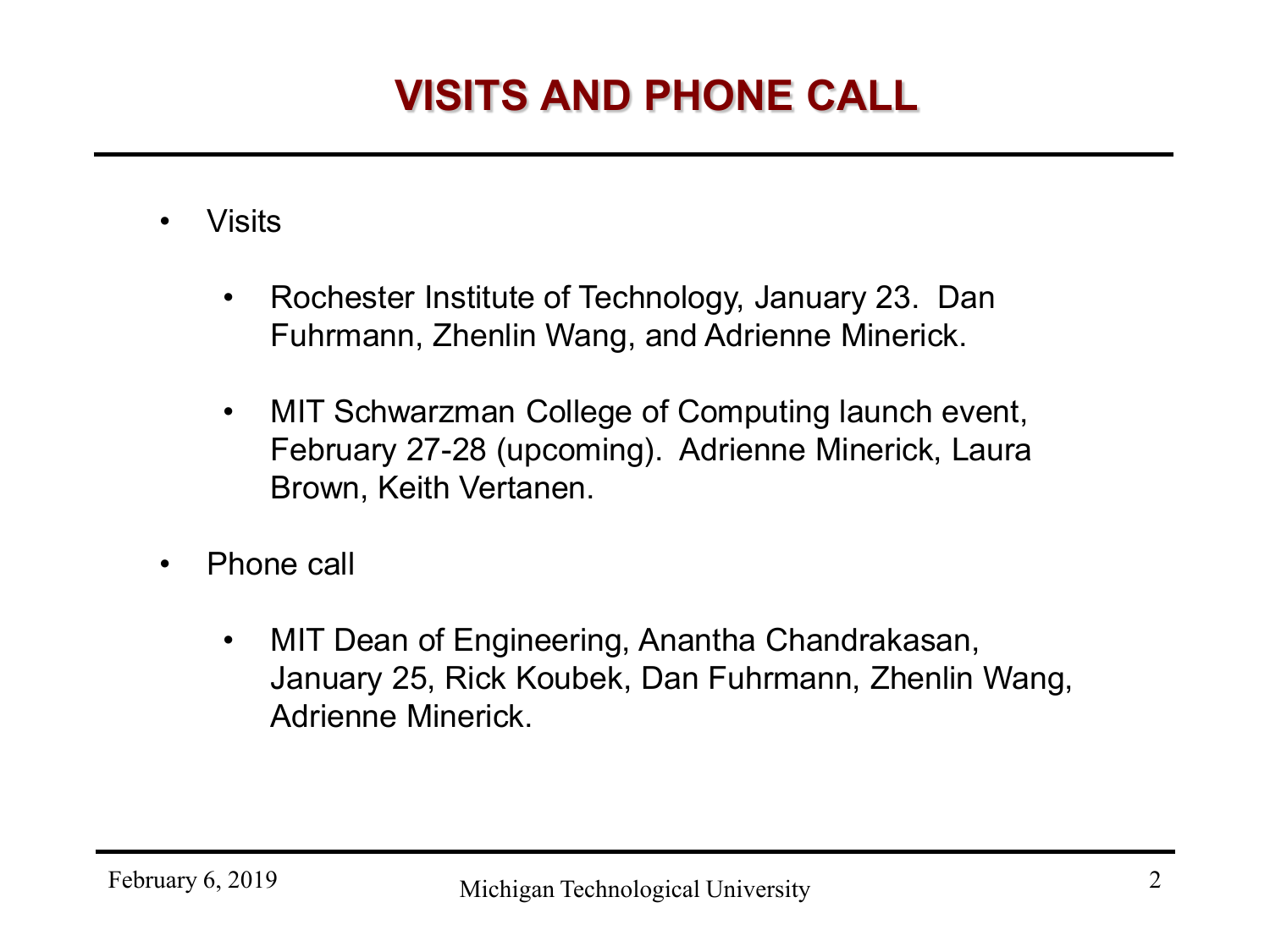# VISITS AND PHONE CALL

- Visits
  - Rochester Institute of Technology, January 23. Dan Fuhrmann, Zhenlin Wang, and Adrienne Minerick.
  - MIT Schwarzman College of Computing launch event, February 27-28 (upcoming). Adrienne Minerick, Laura Brown, Keith Vertanen.
- Phone call
  - MIT Dean of Engineering, Anantha Chandrakasan, January 25, Rick Koubek, Dan Fuhrmann, Zhenlin Wang, Adrienne Minerick.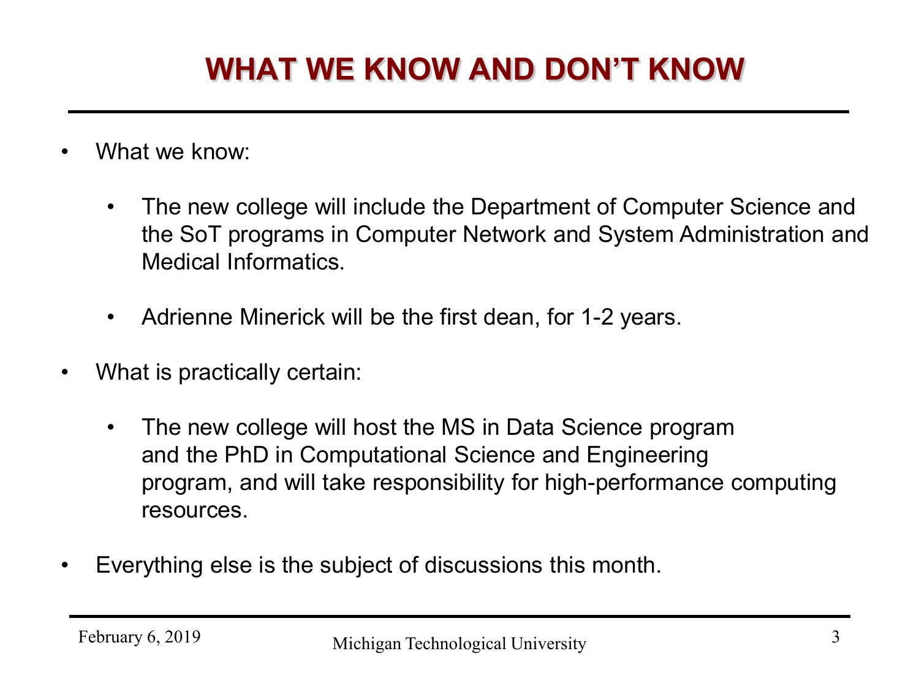# WHAT WE KNOW AND DON'T KNOW

- What we know:
  - The new college will include the Department of Computer Science and the SoT programs in Computer Network and System Administration and Medical Informatics.
  - Adrienne Minerick will be the first dean, for 1-2 years.
- What is practically certain:
  - The new college will host the MS in Data Science program and the PhD in Computational Science and Engineering program, and will take responsibility for high-performance computing resources.
- Everything else is the subject of discussions this month.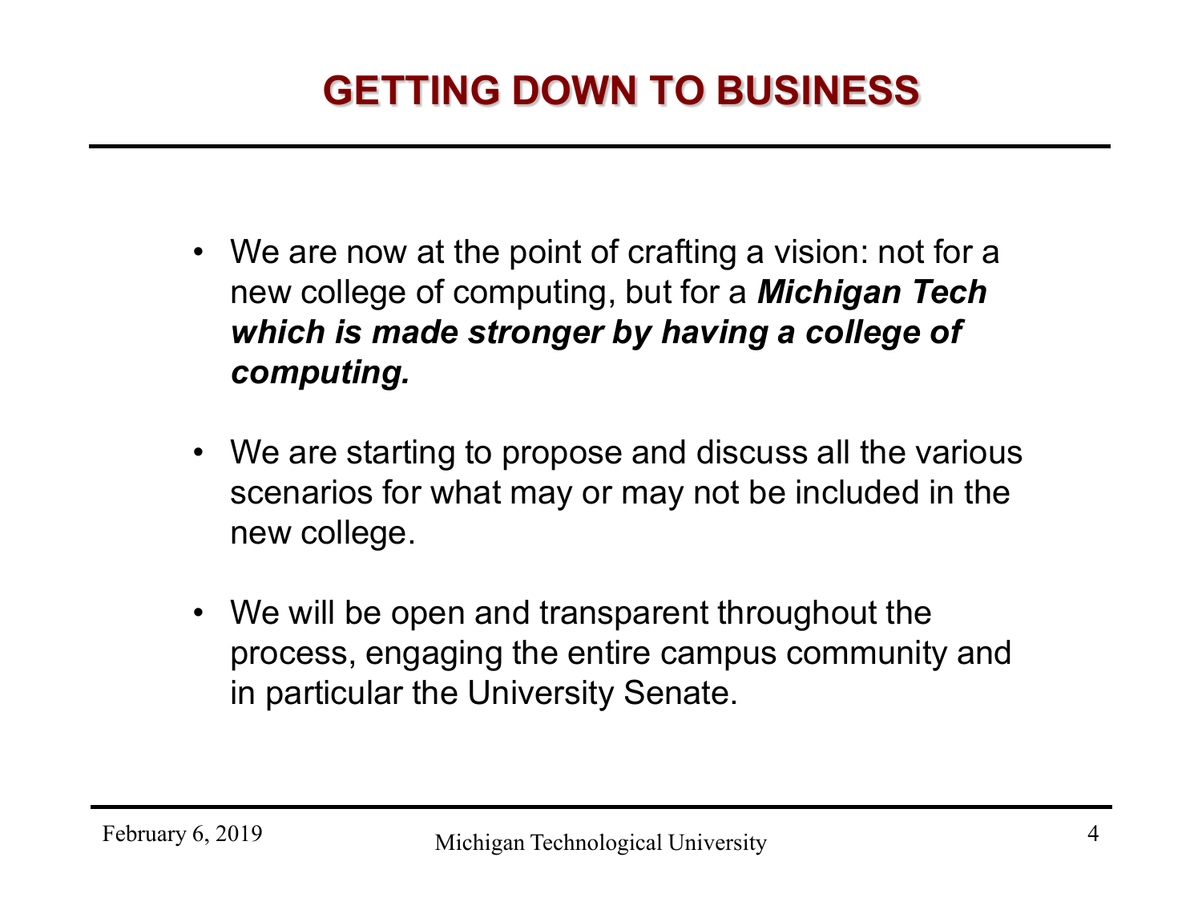# GETTING DOWN TO BUSINESS

- We are now at the point of crafting a vision: not for a new college of computing, but for a ***Michigan Tech which is made stronger by having a college of computing.***
- We are starting to propose and discuss all the various scenarios for what may or may not be included in the new college.
- We will be open and transparent throughout the process, engaging the entire campus community and in particular the University Senate.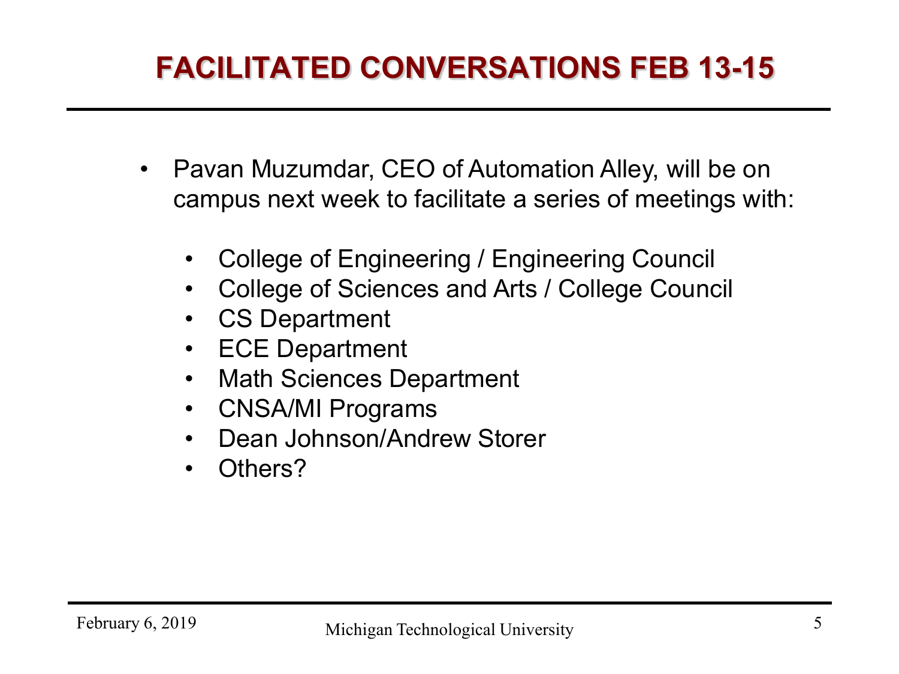# FACILITATED CONVERSATIONS FEB 13-15

- Pavan Muzumdar, CEO of Automation Alley, will be on campus next week to facilitate a series of meetings with:
  - College of Engineering / Engineering Council
  - College of Sciences and Arts / College Council
  - CS Department
  - ECE Department
  - Math Sciences Department
  - CNSA/MI Programs
  - Dean Johnson/Andrew Storer
  - Others?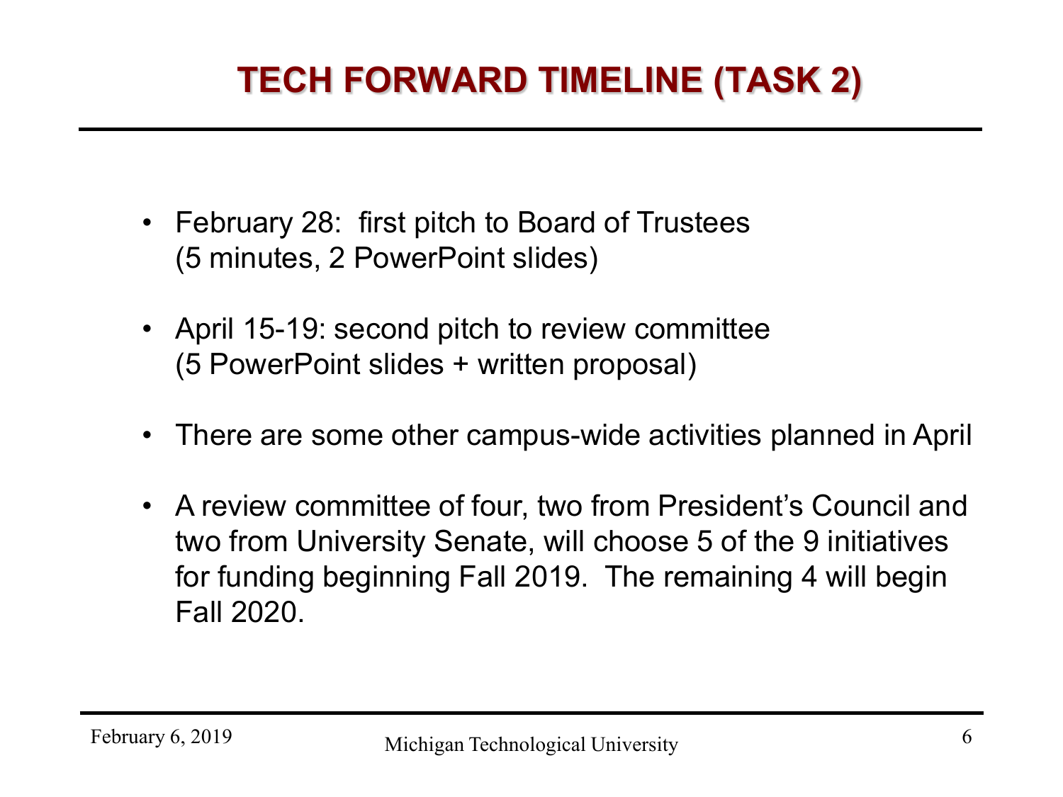# TECH FORWARD TIMELINE (TASK 2)

- February 28: first pitch to Board of Trustees (5 minutes, 2 PowerPoint slides)
- April 15-19: second pitch to review committee (5 PowerPoint slides + written proposal)
- There are some other campus-wide activities planned in April
- A review committee of four, two from President's Council and two from University Senate, will choose 5 of the 9 initiatives for funding beginning Fall 2019. The remaining 4 will begin Fall 2020.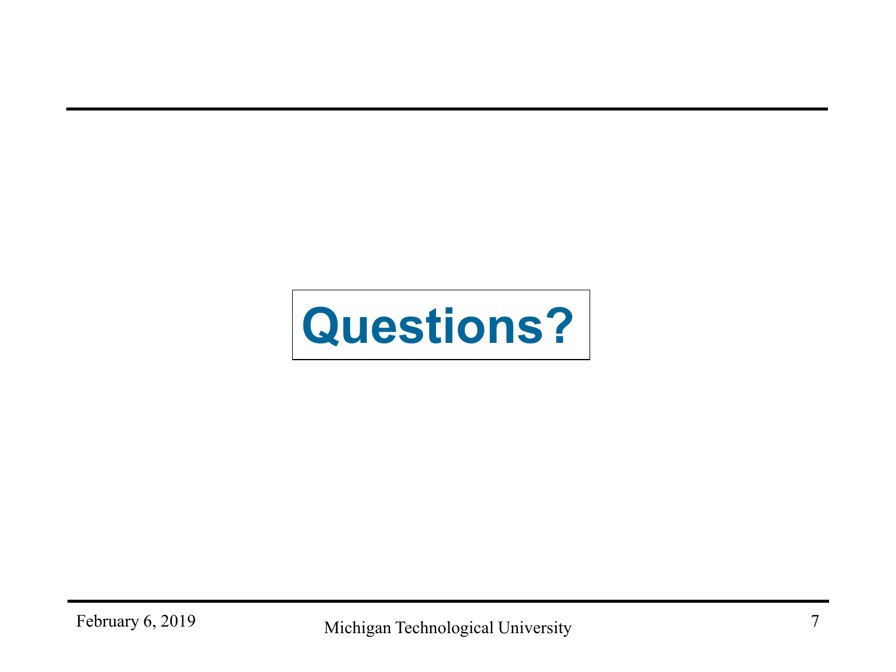**Questions?**